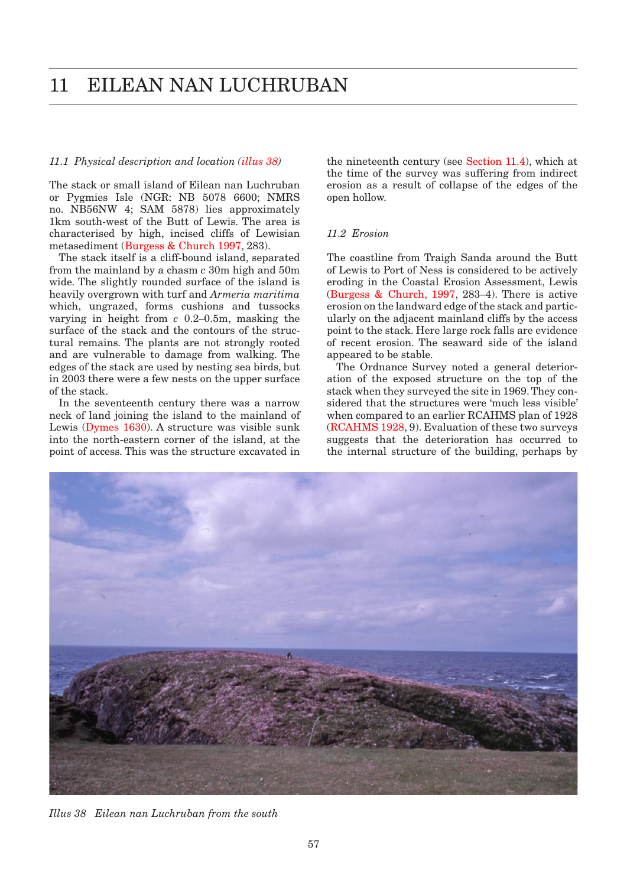# 11 EILEAN NAN LUCHRUBAN

*11.1 Physical description and location (illus 38)*

The stack or small island of Eilean nan Luchruban or Pygmies Isle (NGR: NB 5078 6600; NMRS no. NB56NW 4; SAM 5878) lies approximately 1km south-west of the Butt of Lewis. The area is characterised by high, incised cliffs of Lewisian metasediment (Burgess & Church 1997, 283).

The stack itself is a cliff-bound island, separated from the mainland by a chasm *c* 30m high and 50m wide. The slightly rounded surface of the island is heavily overgrown with turf and *Armeria maritima* which, ungrazed, forms cushions and tussocks varying in height from *c* 0.2–0.5m, masking the surface of the stack and the contours of the structural remains. The plants are not strongly rooted and are vulnerable to damage from walking. The edges of the stack are used by nesting sea birds, but in 2003 there were a few nests on the upper surface of the stack.

In the seventeenth century there was a narrow neck of land joining the island to the mainland of Lewis (Dymes 1630). A structure was visible sunk into the north-eastern corner of the island, at the point of access. This was the structure excavated in the nineteenth century (see Section 11.4), which at the time of the survey was suffering from indirect erosion as a result of collapse of the edges of the open hollow.

*11.2 Erosion*

The coastline from Traigh Sanda around the Butt of Lewis to Port of Ness is considered to be actively eroding in the Coastal Erosion Assessment, Lewis (Burgess & Church, 1997, 283–4). There is active erosion on the landward edge of the stack and particularly on the adjacent mainland cliffs by the access point to the stack. Here large rock falls are evidence of recent erosion. The seaward side of the island appeared to be stable.

The Ordnance Survey noted a general deterioration of the exposed structure on the top of the stack when they surveyed the site in 1969. They considered that the structures were 'much less visible' when compared to an earlier RCAHMS plan of 1928 (RCAHMS 1928, 9). Evaluation of these two surveys suggests that the deterioration has occurred to the internal structure of the building, perhaps by

*Illus 38 Eilean nan Luchruban from the south*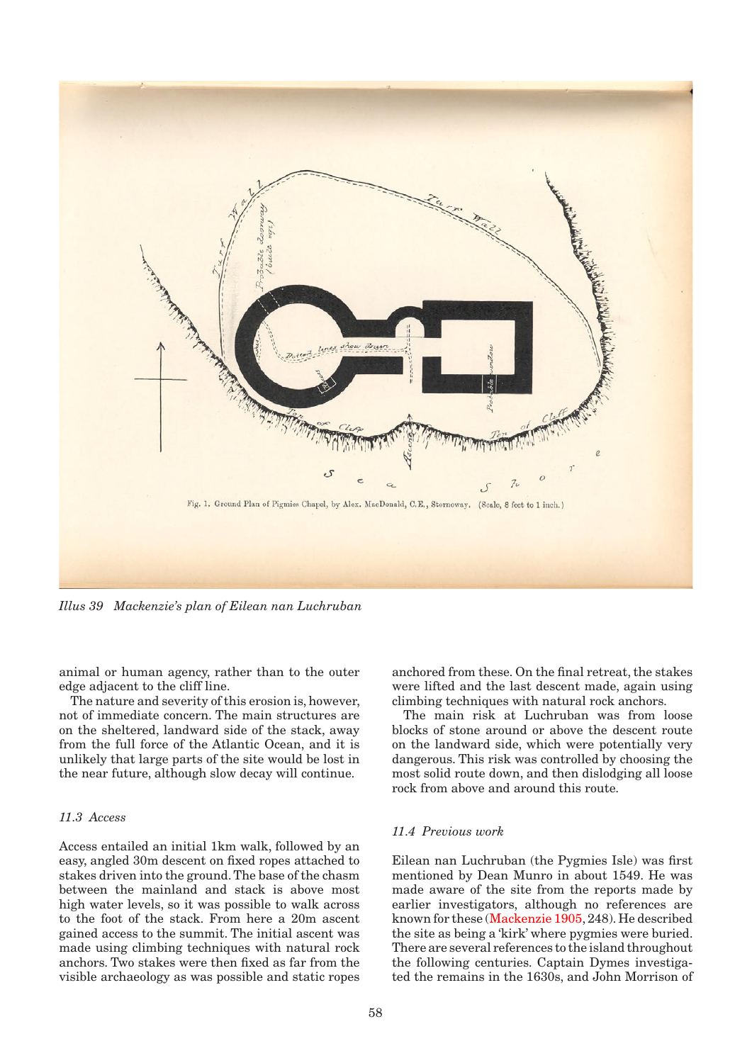Fig. 1. Ground Plan of Pigmies Chapel, by Alex. MacDonald, C.E., Stornoway. (Scale, 8 feet to 1 inch.)

*Illus 39 Mackenzie's plan of Eilean nan Luchruban*

animal or human agency, rather than to the outer edge adjacent to the cliff line.

The nature and severity of this erosion is, however, not of immediate concern. The main structures are on the sheltered, landward side of the stack, away from the full force of the Atlantic Ocean, and it is unlikely that large parts of the site would be lost in the near future, although slow decay will continue.

### *11.3 Access*

Access entailed an initial 1km walk, followed by an easy, angled 30m descent on fixed ropes attached to stakes driven into the ground. The base of the chasm between the mainland and stack is above most high water levels, so it was possible to walk across to the foot of the stack. From here a 20m ascent gained access to the summit. The initial ascent was made using climbing techniques with natural rock anchors. Two stakes were then fixed as far from the visible archaeology as was possible and static ropes anchored from these. On the final retreat, the stakes were lifted and the last descent made, again using climbing techniques with natural rock anchors.

The main risk at Luchruban was from loose blocks of stone around or above the descent route on the landward side, which were potentially very dangerous. This risk was controlled by choosing the most solid route down, and then dislodging all loose rock from above and around this route.

### *11.4 Previous work*

Eilean nan Luchruban (the Pygmies Isle) was first mentioned by Dean Munro in about 1549. He was made aware of the site from the reports made by earlier investigators, although no references are known for these (Mackenzie 1905, 248). He described the site as being a 'kirk' where pygmies were buried. There are several references to the island throughout the following centuries. Captain Dymes investigated the remains in the 1630s, and John Morrison of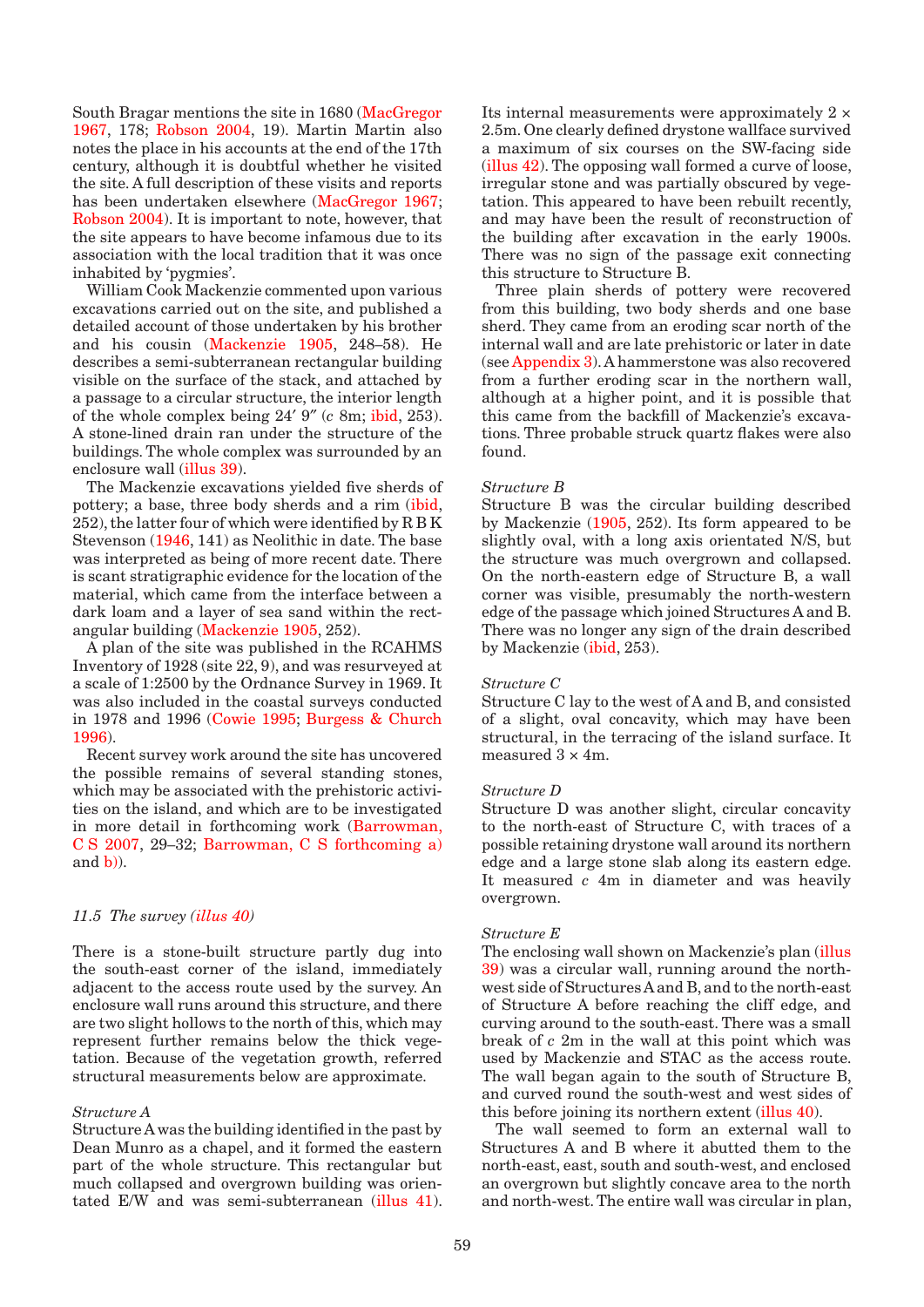South Bragar mentions the site in 1680 (MacGregor 1967, 178; Robson 2004, 19). Martin Martin also notes the place in his accounts at the end of the 17th century, although it is doubtful whether he visited the site. A full description of these visits and reports has been undertaken elsewhere (MacGregor 1967; Robson 2004). It is important to note, however, that the site appears to have become infamous due to its association with the local tradition that it was once inhabited by 'pygmies'.

William Cook Mackenzie commented upon various excavations carried out on the site, and published a detailed account of those undertaken by his brother and his cousin (Mackenzie 1905, 248–58). He describes a semi-subterranean rectangular building visible on the surface of the stack, and attached by a passage to a circular structure, the interior length of the whole complex being 24′ 9″ (*c* 8m; ibid, 253). A stone-lined drain ran under the structure of the buildings. The whole complex was surrounded by an enclosure wall (illus 39).

The Mackenzie excavations yielded five sherds of pottery; a base, three body sherds and a rim (ibid, 252), the latter four of which were identified by R B K Stevenson (1946, 141) as Neolithic in date. The base was interpreted as being of more recent date. There is scant stratigraphic evidence for the location of the material, which came from the interface between a dark loam and a layer of sea sand within the rectangular building (Mackenzie 1905, 252).

A plan of the site was published in the RCAHMS Inventory of 1928 (site 22, 9), and was resurveyed at a scale of 1:2500 by the Ordnance Survey in 1969. It was also included in the coastal surveys conducted in 1978 and 1996 (Cowie 1995; Burgess & Church 1996).

Recent survey work around the site has uncovered the possible remains of several standing stones, which may be associated with the prehistoric activities on the island, and which are to be investigated in more detail in forthcoming work (Barrowman, C S 2007, 29–32; Barrowman, C S forthcoming a) and b)).

### *11.5 The survey (illus 40)*

There is a stone-built structure partly dug into the south-east corner of the island, immediately adjacent to the access route used by the survey. An enclosure wall runs around this structure, and there are two slight hollows to the north of this, which may represent further remains below the thick vegetation. Because of the vegetation growth, referred structural measurements below are approximate.

*Structure A*

Structure A was the building identified in the past by Dean Munro as a chapel, and it formed the eastern part of the whole structure. This rectangular but much collapsed and overgrown building was orientated E/W and was semi-subterranean (illus 41). Its internal measurements were approximately 2 × 2.5m. One clearly defined drystone wallface survived a maximum of six courses on the SW-facing side (illus 42). The opposing wall formed a curve of loose, irregular stone and was partially obscured by vegetation. This appeared to have been rebuilt recently, and may have been the result of reconstruction of the building after excavation in the early 1900s. There was no sign of the passage exit connecting this structure to Structure B.

Three plain sherds of pottery were recovered from this building, two body sherds and one base sherd. They came from an eroding scar north of the internal wall and are late prehistoric or later in date (see Appendix 3). A hammerstone was also recovered from a further eroding scar in the northern wall, although at a higher point, and it is possible that this came from the backfill of Mackenzie's excavations. Three probable struck quartz flakes were also found.

*Structure B*

Structure B was the circular building described by Mackenzie (1905, 252). Its form appeared to be slightly oval, with a long axis orientated N/S, but the structure was much overgrown and collapsed. On the north-eastern edge of Structure B, a wall corner was visible, presumably the north-western edge of the passage which joined Structures A and B. There was no longer any sign of the drain described by Mackenzie (ibid, 253).

*Structure C*

Structure C lay to the west of A and B, and consisted of a slight, oval concavity, which may have been structural, in the terracing of the island surface. It measured 3 × 4m.

*Structure D*

Structure D was another slight, circular concavity to the north-east of Structure C, with traces of a possible retaining drystone wall around its northern edge and a large stone slab along its eastern edge. It measured *c* 4m in diameter and was heavily overgrown.

*Structure E*

The enclosing wall shown on Mackenzie's plan (illus 39) was a circular wall, running around the north-west side of Structures A and B, and to the north-east of Structure A before reaching the cliff edge, and curving around to the south-east. There was a small break of *c* 2m in the wall at this point which was used by Mackenzie and STAC as the access route. The wall began again to the south of Structure B, and curved round the south-west and west sides of this before joining its northern extent (illus 40).

The wall seemed to form an external wall to Structures A and B where it abutted them to the north-east, east, south and south-west, and enclosed an overgrown but slightly concave area to the north and north-west. The entire wall was circular in plan,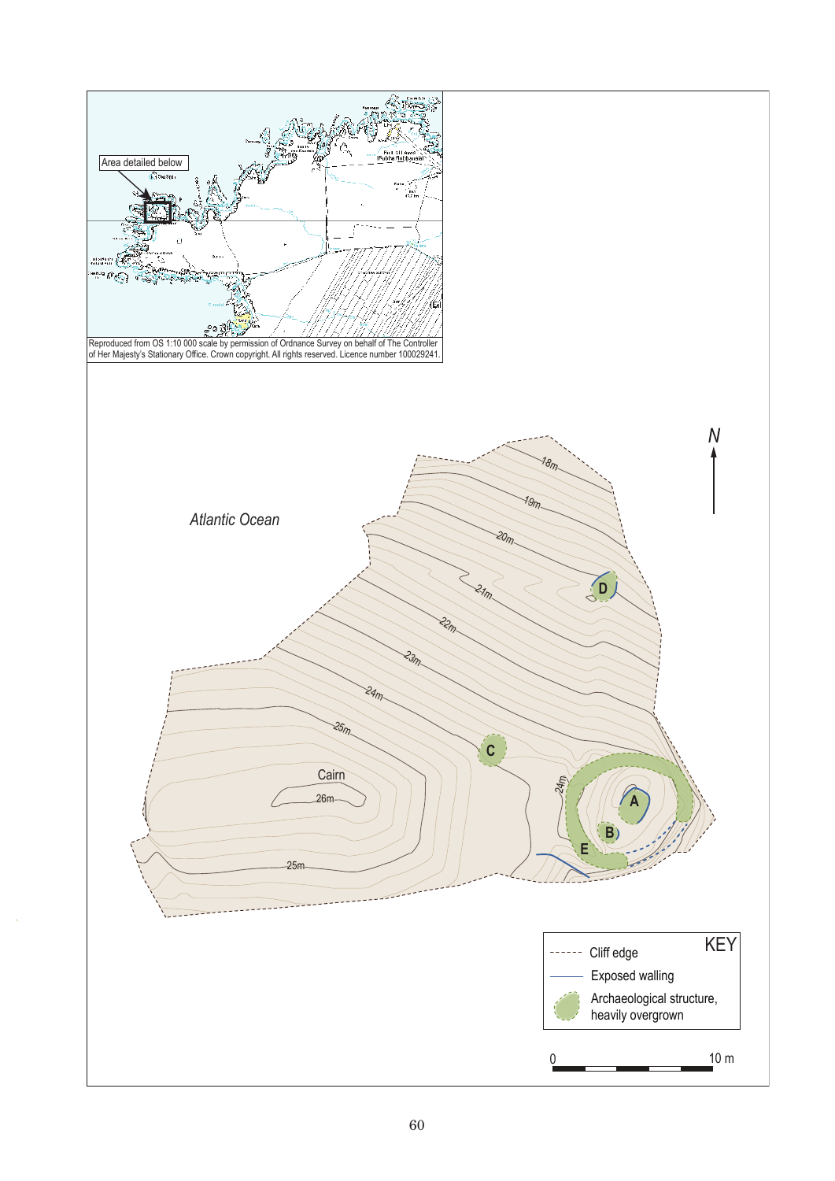Area detailed below

Reproduced from OS 1:10 000 scale by permission of Ordnance Survey on behalf of The Controller of Her Majesty's Stationary Office. Crown copyright. All rights reserved. Licence number 100029241.

N

*Atlantic Ocean*

18m
19m
20m
21m
22m
23m
24m
25m
26m
25m
24m

Cairn

A
B
C
D
E

KEY

Cliff edge

Exposed walling

Archaeological structure, heavily overgrown

0 10 m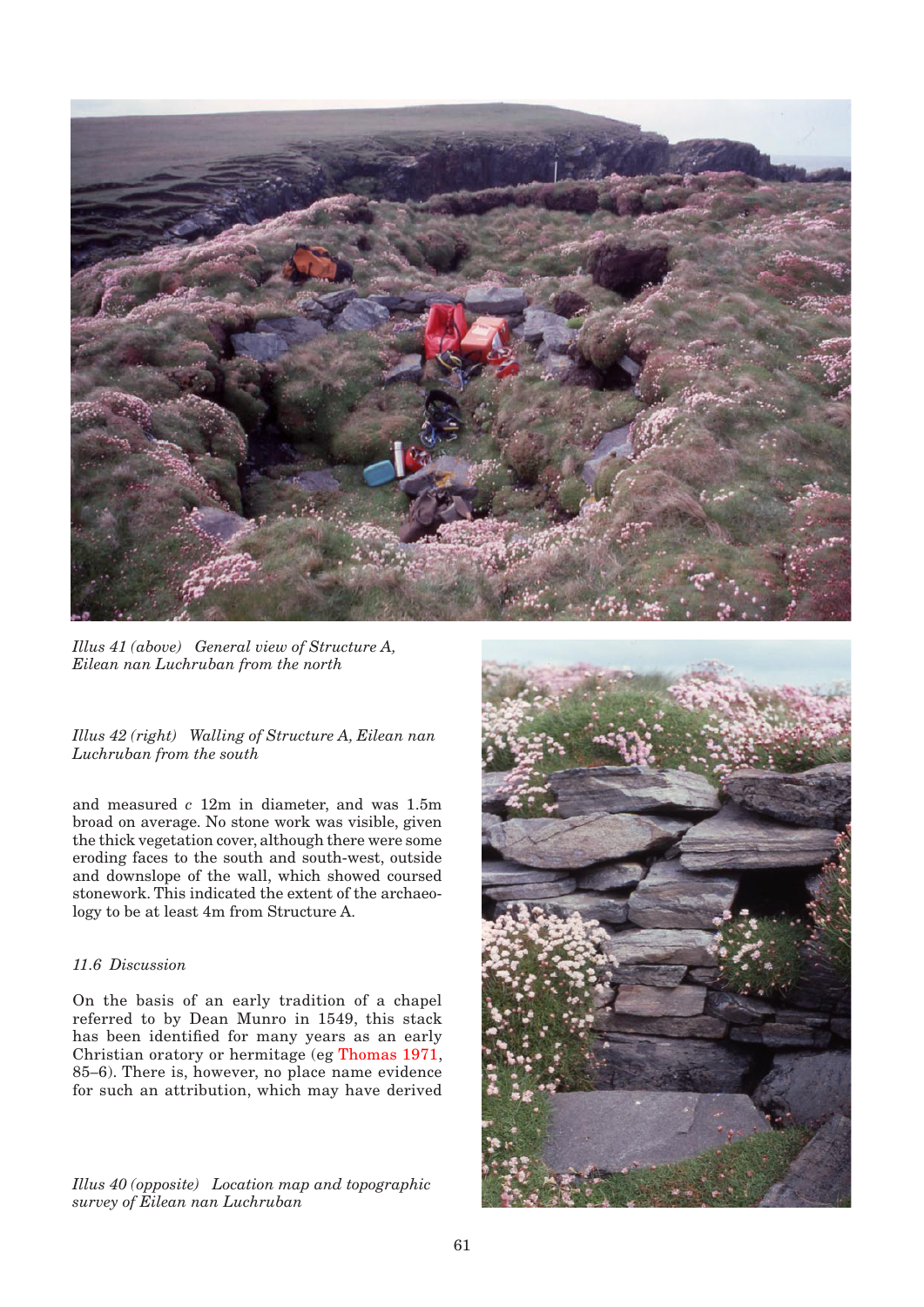*Illus 41 (above) General view of Structure A, Eilean nan Luchruban from the north*

*Illus 42 (right) Walling of Structure A, Eilean nan Luchruban from the south*

and measured *c* 12m in diameter, and was 1.5m broad on average. No stone work was visible, given the thick vegetation cover, although there were some eroding faces to the south and south-west, outside and downslope of the wall, which showed coursed stonework. This indicated the extent of the archaeology to be at least 4m from Structure A.

### *11.6 Discussion*

On the basis of an early tradition of a chapel referred to by Dean Munro in 1549, this stack has been identified for many years as an early Christian oratory or hermitage (eg Thomas 1971, 85–6). There is, however, no place name evidence for such an attribution, which may have derived

*Illus 40 (opposite) Location map and topographic survey of Eilean nan Luchruban*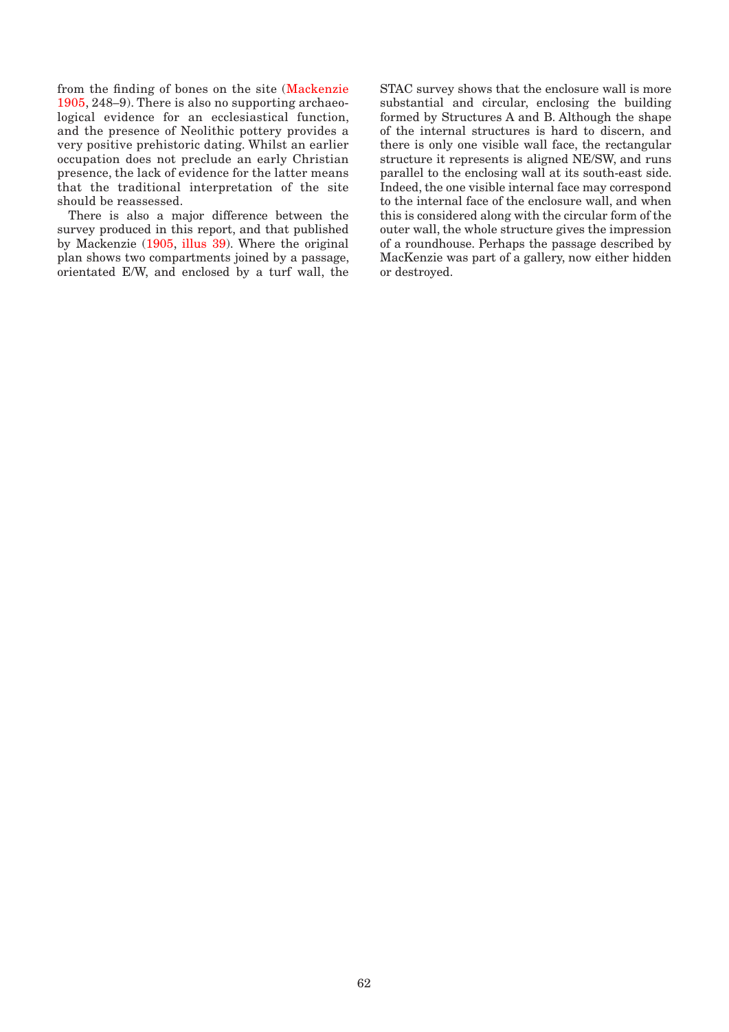from the finding of bones on the site (Mackenzie 1905, 248–9). There is also no supporting archaeological evidence for an ecclesiastical function, and the presence of Neolithic pottery provides a very positive prehistoric dating. Whilst an earlier occupation does not preclude an early Christian presence, the lack of evidence for the latter means that the traditional interpretation of the site should be reassessed.

There is also a major difference between the survey produced in this report, and that published by Mackenzie (1905, illus 39). Where the original plan shows two compartments joined by a passage, orientated E/W, and enclosed by a turf wall, the STAC survey shows that the enclosure wall is more substantial and circular, enclosing the building formed by Structures A and B. Although the shape of the internal structures is hard to discern, and there is only one visible wall face, the rectangular structure it represents is aligned NE/SW, and runs parallel to the enclosing wall at its south-east side. Indeed, the one visible internal face may correspond to the internal face of the enclosure wall, and when this is considered along with the circular form of the outer wall, the whole structure gives the impression of a roundhouse. Perhaps the passage described by MacKenzie was part of a gallery, now either hidden or destroyed.